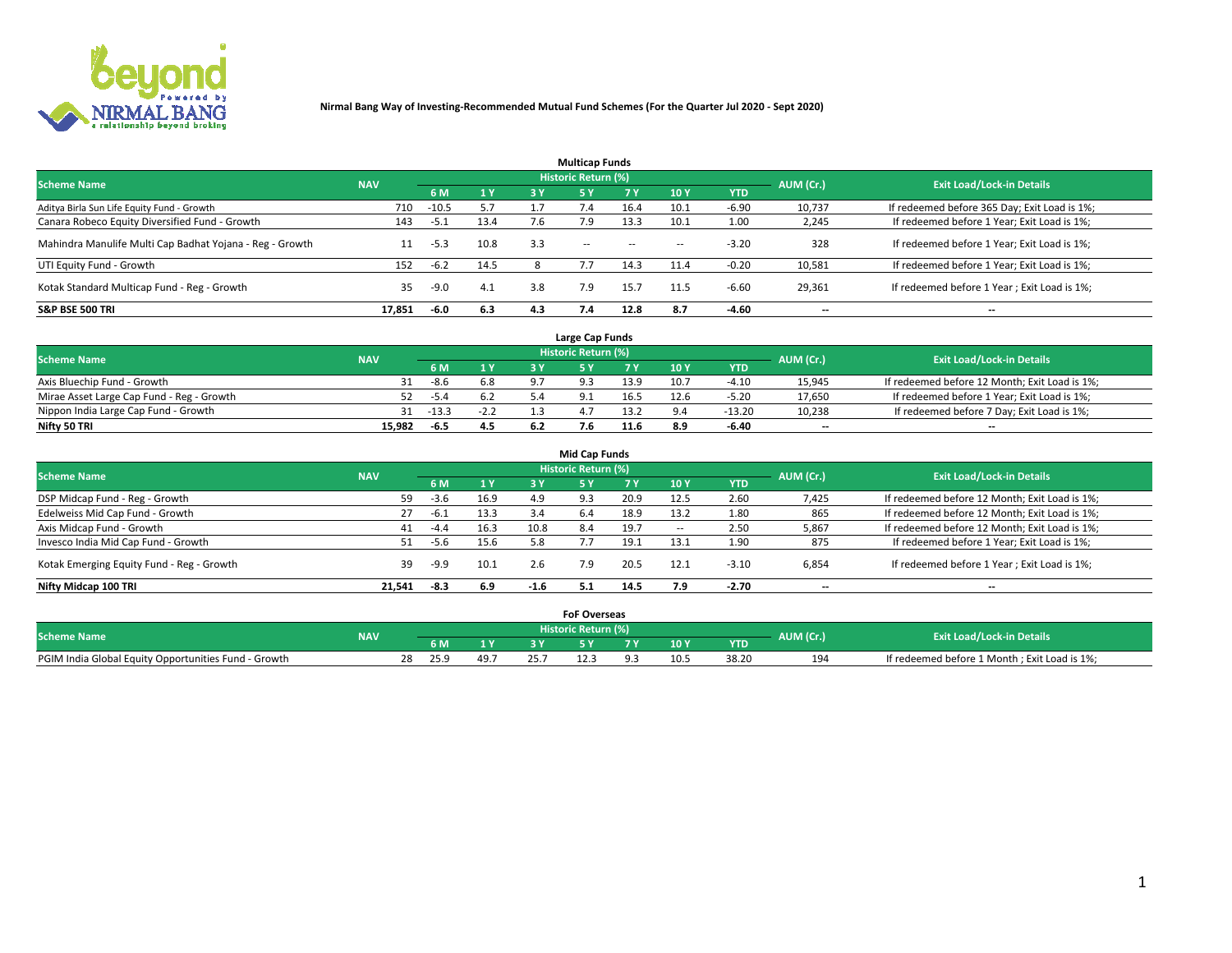# Nirmal Bang Way of Investing-Recommended Mutual Fund Schemes (For the Quarter Jul 2020 - Sept 2020)

## Multicap Funds

| Scheme Name | NAV | Historic Return (%) | | | | | | | AUM (Cr.) | Exit Load/Lock-in Details |
|---|---|---|---|---|---|---|---|---|---|---|
| | | 6 M | 1 Y | 3 Y | 5 Y | 7 Y | 10 Y | YTD | | |
| Aditya Birla Sun Life Equity Fund - Growth | 710 | -10.5 | 5.7 | 1.7 | 7.4 | 16.4 | 10.1 | -6.90 | 10,737 | If redeemed before 365 Day; Exit Load is 1%; |
| Canara Robeco Equity Diversified Fund - Growth | 143 | -5.1 | 13.4 | 7.6 | 7.9 | 13.3 | 10.1 | 1.00 | 2,245 | If redeemed before 1 Year; Exit Load is 1%; |
| Mahindra Manulife Multi Cap Badhat Yojana - Reg - Growth | 11 | -5.3 | 10.8 | 3.3 | -- | -- | -- | -3.20 | 328 | If redeemed before 1 Year; Exit Load is 1%; |
| UTI Equity Fund - Growth | 152 | -6.2 | 14.5 | 8 | 7.7 | 14.3 | 11.4 | -0.20 | 10,581 | If redeemed before 1 Year; Exit Load is 1%; |
| Kotak Standard Multicap Fund - Reg - Growth | 35 | -9.0 | 4.1 | 3.8 | 7.9 | 15.7 | 11.5 | -6.60 | 29,361 | If redeemed before 1 Year ; Exit Load is 1%; |
| **S&P BSE 500 TRI** | **17,851** | **-6.0** | **6.3** | **4.3** | **7.4** | **12.8** | **8.7** | **-4.60** | -- | -- |

## Large Cap Funds

| Scheme Name | NAV | Historic Return (%) | | | | | | | AUM (Cr.) | Exit Load/Lock-in Details |
|---|---|---|---|---|---|---|---|---|---|---|
| | | 6 M | 1 Y | 3 Y | 5 Y | 7 Y | 10 Y | YTD | | |
| Axis Bluechip Fund - Growth | 31 | -8.6 | 6.8 | 9.7 | 9.3 | 13.9 | 10.7 | -4.10 | 15,945 | If redeemed before 12 Month; Exit Load is 1%; |
| Mirae Asset Large Cap Fund - Reg - Growth | 52 | -5.4 | 6.2 | 5.4 | 9.1 | 16.5 | 12.6 | -5.20 | 17,650 | If redeemed before 1 Year; Exit Load is 1%; |
| Nippon India Large Cap Fund - Growth | 31 | -13.3 | -2.2 | 1.3 | 4.7 | 13.2 | 9.4 | -13.20 | 10,238 | If redeemed before 7 Day; Exit Load is 1%; |
| **Nifty 50 TRI** | **15,982** | **-6.5** | **4.5** | **6.2** | **7.6** | **11.6** | **8.9** | **-6.40** | -- | -- |

## Mid Cap Funds

| Scheme Name | NAV | Historic Return (%) | | | | | | | AUM (Cr.) | Exit Load/Lock-in Details |
|---|---|---|---|---|---|---|---|---|---|---|
| | | 6 M | 1 Y | 3 Y | 5 Y | 7 Y | 10 Y | YTD | | |
| DSP Midcap Fund - Reg - Growth | 59 | -3.6 | 16.9 | 4.9 | 9.3 | 20.9 | 12.5 | 2.60 | 7,425 | If redeemed before 12 Month; Exit Load is 1%; |
| Edelweiss Mid Cap Fund - Growth | 27 | -6.1 | 13.3 | 3.4 | 6.4 | 18.9 | 13.2 | 1.80 | 865 | If redeemed before 12 Month; Exit Load is 1%; |
| Axis Midcap Fund - Growth | 41 | -4.4 | 16.3 | 10.8 | 8.4 | 19.7 | -- | 2.50 | 5,867 | If redeemed before 12 Month; Exit Load is 1%; |
| Invesco India Mid Cap Fund - Growth | 51 | -5.6 | 15.6 | 5.8 | 7.7 | 19.1 | 13.1 | 1.90 | 875 | If redeemed before 1 Year; Exit Load is 1%; |
| Kotak Emerging Equity Fund - Reg - Growth | 39 | -9.9 | 10.1 | 2.6 | 7.9 | 20.5 | 12.1 | -3.10 | 6,854 | If redeemed before 1 Year ; Exit Load is 1%; |
| **Nifty Midcap 100 TRI** | **21,541** | **-8.3** | **6.9** | **-1.6** | **5.1** | **14.5** | **7.9** | **-2.70** | -- | -- |

## FoF Overseas

| Scheme Name | NAV | Historic Return (%) | | | | | | | AUM (Cr.) | Exit Load/Lock-in Details |
|---|---|---|---|---|---|---|---|---|---|---|
| | | 6 M | 1 Y | 3 Y | 5 Y | 7 Y | 10 Y | YTD | | |
| PGIM India Global Equity Opportunities Fund - Growth | 28 | 25.9 | 49.7 | 25.7 | 12.3 | 9.3 | 10.5 | 38.20 | 194 | If redeemed before 1 Month ; Exit Load is 1%; |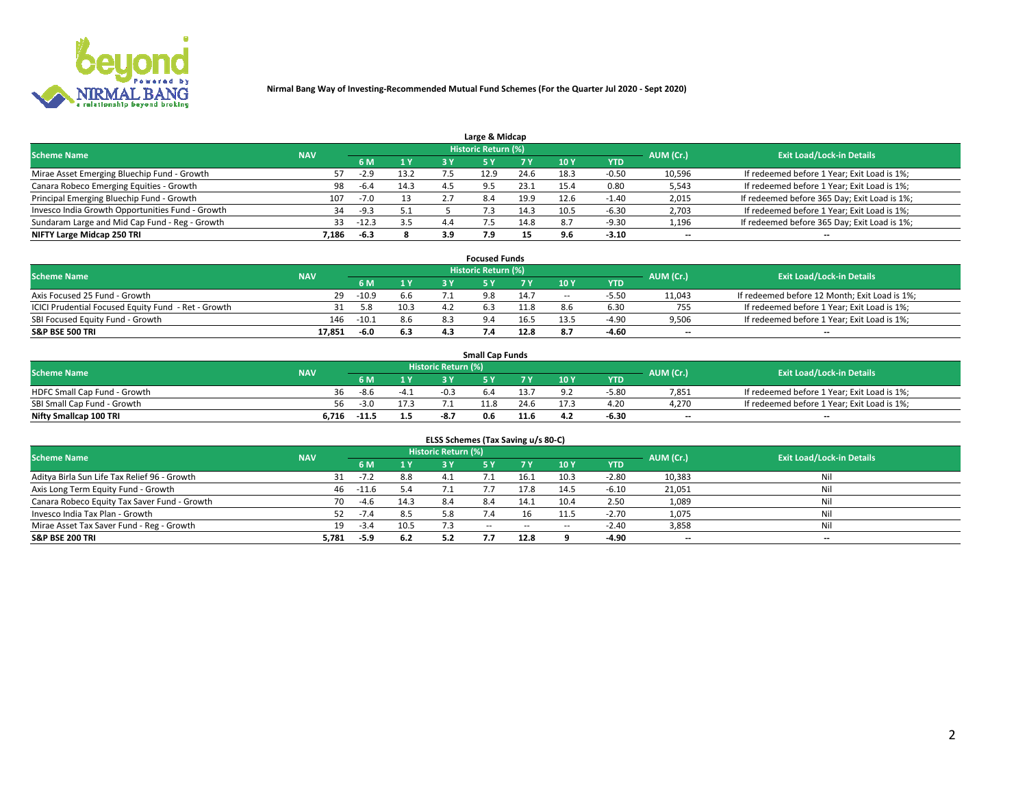**Nirmal Bang Way of Investing-Recommended Mutual Fund Schemes (For the Quarter Jul 2020 - Sept 2020)**

## Large & Midcap

| Scheme Name | NAV | Historic Return (%) | | | | | | | AUM (Cr.) | Exit Load/Lock-in Details |
|---|---|---|---|---|---|---|---|---|---|---|
| | | 6 M | 1 Y | 3 Y | 5 Y | 7 Y | 10 Y | YTD | | |
| Mirae Asset Emerging Bluechip Fund - Growth | 57 | -2.9 | 13.2 | 7.5 | 12.9 | 24.6 | 18.3 | -0.50 | 10,596 | If redeemed before 1 Year; Exit Load is 1%; |
| Canara Robeco Emerging Equities - Growth | 98 | -6.4 | 14.3 | 4.5 | 9.5 | 23.1 | 15.4 | 0.80 | 5,543 | If redeemed before 1 Year; Exit Load is 1%; |
| Principal Emerging Bluechip Fund - Growth | 107 | -7.0 | 13 | 2.7 | 8.4 | 19.9 | 12.6 | -1.40 | 2,015 | If redeemed before 365 Day; Exit Load is 1%; |
| Invesco India Growth Opportunities Fund - Growth | 34 | -9.3 | 5.1 | 5 | 7.3 | 14.3 | 10.5 | -6.30 | 2,703 | If redeemed before 1 Year; Exit Load is 1%; |
| Sundaram Large and Mid Cap Fund - Reg - Growth | 33 | -12.3 | 3.5 | 4.4 | 7.5 | 14.8 | 8.7 | -9.30 | 1,196 | If redeemed before 365 Day; Exit Load is 1%; |
| **NIFTY Large Midcap 250 TRI** | **7,186** | **-6.3** | **8** | **3.9** | **7.9** | **15** | **9.6** | **-3.10** | -- | -- |

## Focused Funds

| Scheme Name | NAV | Historic Return (%) | | | | | | | AUM (Cr.) | Exit Load/Lock-in Details |
|---|---|---|---|---|---|---|---|---|---|---|
| | | 6 M | 1 Y | 3 Y | 5 Y | 7 Y | 10 Y | YTD | | |
| Axis Focused 25 Fund - Growth | 29 | -10.9 | 6.6 | 7.1 | 9.8 | 14.7 | -- | -5.50 | 11,043 | If redeemed before 12 Month; Exit Load is 1%; |
| ICICI Prudential Focused Equity Fund - Ret - Growth | 31 | 5.8 | 10.3 | 4.2 | 6.3 | 11.8 | 8.6 | 6.30 | 755 | If redeemed before 1 Year; Exit Load is 1%; |
| SBI Focused Equity Fund - Growth | 146 | -10.1 | 8.6 | 8.3 | 9.4 | 16.5 | 13.5 | -4.90 | 9,506 | If redeemed before 1 Year; Exit Load is 1%; |
| **S&P BSE 500 TRI** | **17,851** | **-6.0** | **6.3** | **4.3** | **7.4** | **12.8** | **8.7** | **-4.60** | -- | -- |

## Small Cap Funds

| Scheme Name | NAV | Historic Return (%) | | | | | | | AUM (Cr.) | Exit Load/Lock-in Details |
|---|---|---|---|---|---|---|---|---|---|---|
| | | 6 M | 1 Y | 3 Y | 5 Y | 7 Y | 10 Y | YTD | | |
| HDFC Small Cap Fund - Growth | 36 | -8.6 | -4.1 | -0.3 | 6.4 | 13.7 | 9.2 | -5.80 | 7,851 | If redeemed before 1 Year; Exit Load is 1%; |
| SBI Small Cap Fund - Growth | 56 | -3.0 | 17.3 | 7.1 | 11.8 | 24.6 | 17.3 | 4.20 | 4,270 | If redeemed before 1 Year; Exit Load is 1%; |
| **Nifty Smallcap 100 TRI** | **6,716** | **-11.5** | **1.5** | **-8.7** | **0.6** | **11.6** | **4.2** | **-6.30** | -- | -- |

## ELSS Schemes (Tax Saving u/s 80-C)

| Scheme Name | NAV | Historic Return (%) | | | | | | | AUM (Cr.) | Exit Load/Lock-in Details |
|---|---|---|---|---|---|---|---|---|---|---|
| | | 6 M | 1 Y | 3 Y | 5 Y | 7 Y | 10 Y | YTD | | |
| Aditya Birla Sun Life Tax Relief 96 - Growth | 31 | -7.2 | 8.8 | 4.1 | 7.1 | 16.1 | 10.3 | -2.80 | 10,383 | Nil |
| Axis Long Term Equity Fund - Growth | 46 | -11.6 | 5.4 | 7.1 | 7.7 | 17.8 | 14.5 | -6.10 | 21,051 | Nil |
| Canara Robeco Equity Tax Saver Fund - Growth | 70 | -4.6 | 14.3 | 8.4 | 8.4 | 14.1 | 10.4 | 2.50 | 1,089 | Nil |
| Invesco India Tax Plan - Growth | 52 | -7.4 | 8.5 | 5.8 | 7.4 | 16 | 11.5 | -2.70 | 1,075 | Nil |
| Mirae Asset Tax Saver Fund - Reg - Growth | 19 | -3.4 | 10.5 | 7.3 | -- | -- | -- | -2.40 | 3,858 | Nil |
| **S&P BSE 200 TRI** | **5,781** | **-5.9** | **6.2** | **5.2** | **7.7** | **12.8** | **9** | **-4.90** | -- | -- |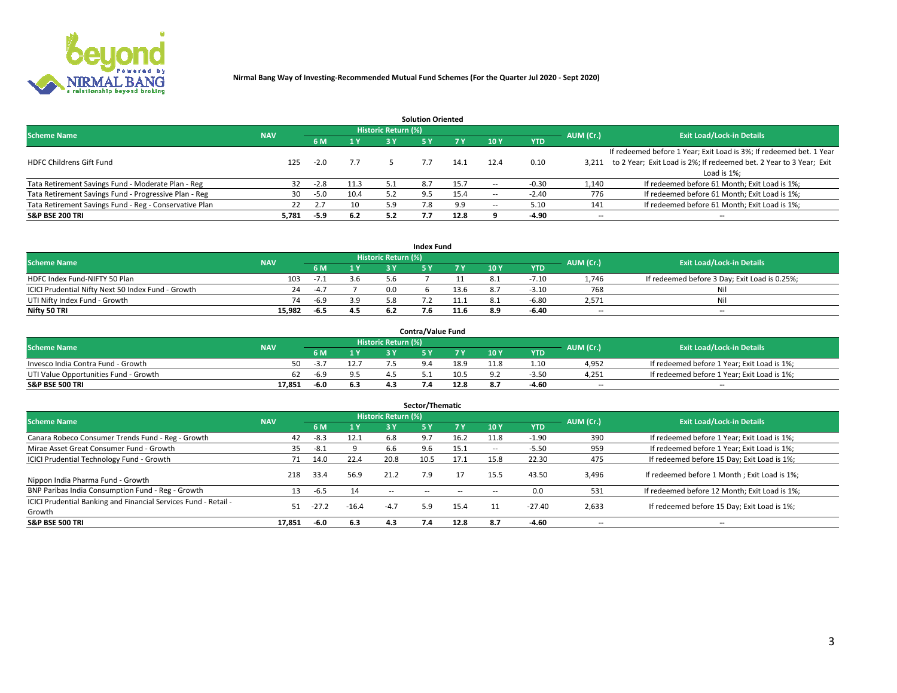**Nirmal Bang Way of Investing-Recommended Mutual Fund Schemes (For the Quarter Jul 2020 - Sept 2020)**

### Solution Oriented

| Scheme Name | NAV | Historic Return (%) | | | | | | | AUM (Cr.) | Exit Load/Lock-in Details |
|---|---|---|---|---|---|---|---|---|---|---|
| | | 6 M | 1 Y | 3 Y | 5 Y | 7 Y | 10 Y | YTD | | |
| HDFC Childrens Gift Fund | 125 | -2.0 | 7.7 | 5 | 7.7 | 14.1 | 12.4 | 0.10 | 3,211 | If redeemed before 1 Year; Exit Load is 3%; If redeemed bet. 1 Year to 2 Year; Exit Load is 2%; If redeemed bet. 2 Year to 3 Year; Exit Load is 1%; |
| Tata Retirement Savings Fund - Moderate Plan - Reg | 32 | -2.8 | 11.3 | 5.1 | 8.7 | 15.7 | -- | -0.30 | 1,140 | If redeemed before 61 Month; Exit Load is 1%; |
| Tata Retirement Savings Fund - Progressive Plan - Reg | 30 | -5.0 | 10.4 | 5.2 | 9.5 | 15.4 | -- | -2.40 | 776 | If redeemed before 61 Month; Exit Load is 1%; |
| Tata Retirement Savings Fund - Reg - Conservative Plan | 22 | 2.7 | 10 | 5.9 | 7.8 | 9.9 | -- | 5.10 | 141 | If redeemed before 61 Month; Exit Load is 1%; |
| **S&P BSE 200 TRI** | **5,781** | **-5.9** | **6.2** | **5.2** | **7.7** | **12.8** | **9** | **-4.90** | **--** | **--** |

### Index Fund

| Scheme Name | NAV | Historic Return (%) | | | | | | | AUM (Cr.) | Exit Load/Lock-in Details |
|---|---|---|---|---|---|---|---|---|---|---|
| | | 6 M | 1 Y | 3 Y | 5 Y | 7 Y | 10 Y | YTD | | |
| HDFC Index Fund-NIFTY 50 Plan | 103 | -7.1 | 3.6 | 5.6 | 7 | 11 | 8.1 | -7.10 | 1,746 | If redeemed before 3 Day; Exit Load is 0.25%; |
| ICICI Prudential Nifty Next 50 Index Fund - Growth | 24 | -4.7 | 7 | 0.0 | 6 | 13.6 | 8.7 | -3.10 | 768 | Nil |
| UTI Nifty Index Fund - Growth | 74 | -6.9 | 3.9 | 5.8 | 7.2 | 11.1 | 8.1 | -6.80 | 2,571 | Nil |
| **Nifty 50 TRI** | **15,982** | **-6.5** | **4.5** | **6.2** | **7.6** | **11.6** | **8.9** | **-6.40** | **--** | **--** |

### Contra/Value Fund

| Scheme Name | NAV | Historic Return (%) | | | | | | | AUM (Cr.) | Exit Load/Lock-in Details |
|---|---|---|---|---|---|---|---|---|---|---|
| | | 6 M | 1 Y | 3 Y | 5 Y | 7 Y | 10 Y | YTD | | |
| Invesco India Contra Fund - Growth | 50 | -3.7 | 12.7 | 7.5 | 9.4 | 18.9 | 11.8 | 1.10 | 4,952 | If redeemed before 1 Year; Exit Load is 1%; |
| UTI Value Opportunities Fund - Growth | 62 | -6.9 | 9.5 | 4.5 | 5.1 | 10.5 | 9.2 | -3.50 | 4,251 | If redeemed before 1 Year; Exit Load is 1%; |
| **S&P BSE 500 TRI** | **17,851** | **-6.0** | **6.3** | **4.3** | **7.4** | **12.8** | **8.7** | **-4.60** | **--** | **--** |

### Sector/Thematic

| Scheme Name | NAV | Historic Return (%) | | | | | | | AUM (Cr.) | Exit Load/Lock-in Details |
|---|---|---|---|---|---|---|---|---|---|---|
| | | 6 M | 1 Y | 3 Y | 5 Y | 7 Y | 10 Y | YTD | | |
| Canara Robeco Consumer Trends Fund - Reg - Growth | 42 | -8.3 | 12.1 | 6.8 | 9.7 | 16.2 | 11.8 | -1.90 | 390 | If redeemed before 1 Year; Exit Load is 1%; |
| Mirae Asset Great Consumer Fund - Growth | 35 | -8.1 | 9 | 6.6 | 9.6 | 15.1 | -- | -5.50 | 959 | If redeemed before 1 Year; Exit Load is 1%; |
| ICICI Prudential Technology Fund - Growth | 71 | 14.0 | 22.4 | 20.8 | 10.5 | 17.1 | 15.8 | 22.30 | 475 | If redeemed before 15 Day; Exit Load is 1%; |
| Nippon India Pharma Fund - Growth | 218 | 33.4 | 56.9 | 21.2 | 7.9 | 17 | 15.5 | 43.50 | 3,496 | If redeemed before 1 Month ; Exit Load is 1%; |
| BNP Paribas India Consumption Fund - Reg - Growth | 13 | -6.5 | 14 | -- | -- | -- | -- | 0.0 | 531 | If redeemed before 12 Month; Exit Load is 1%; |
| ICICI Prudential Banking and Financial Services Fund - Retail - Growth | 51 | -27.2 | -16.4 | -4.7 | 5.9 | 15.4 | 11 | -27.40 | 2,633 | If redeemed before 15 Day; Exit Load is 1%; |
| **S&P BSE 500 TRI** | **17,851** | **-6.0** | **6.3** | **4.3** | **7.4** | **12.8** | **8.7** | **-4.60** | **--** | **--** |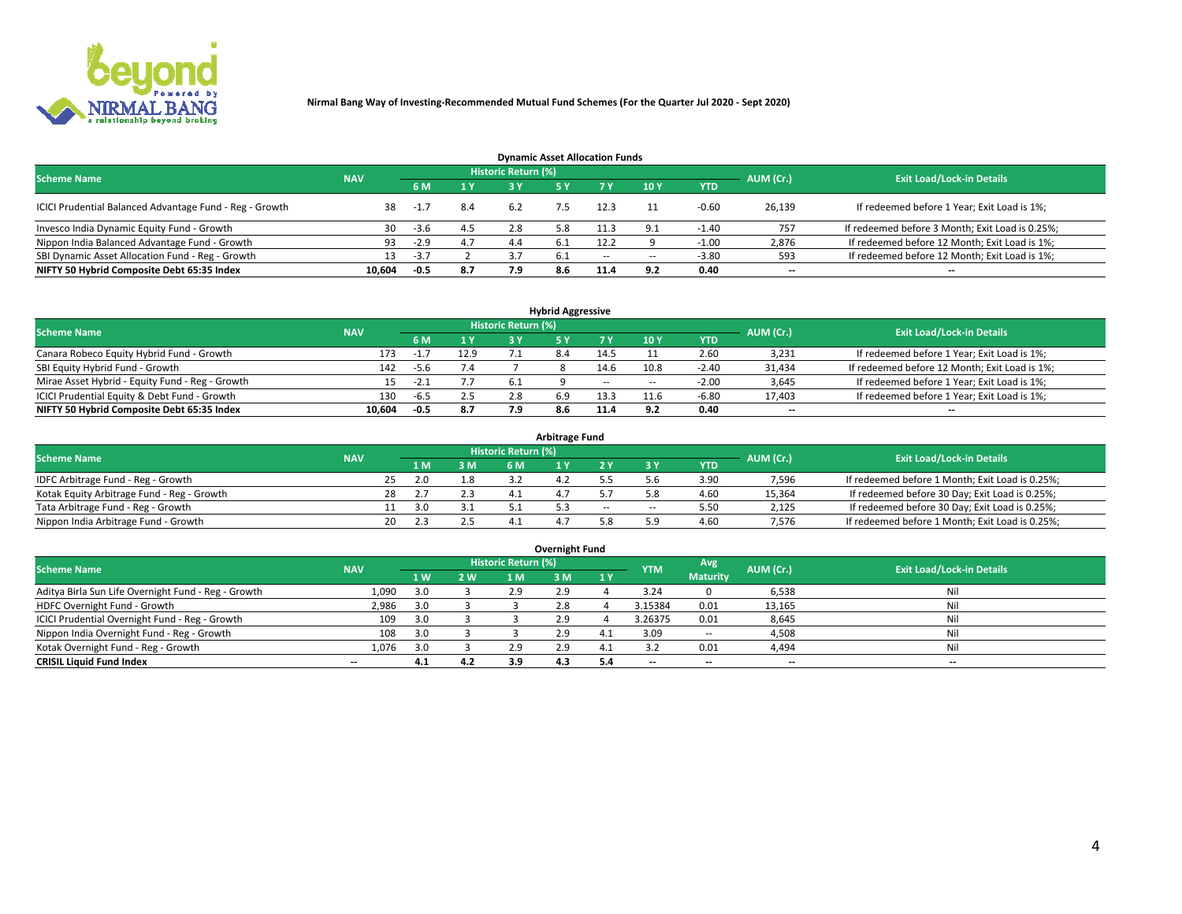Nirmal Bang Way of Investing-Recommended Mutual Fund Schemes (For the Quarter Jul 2020 - Sept 2020)

## Dynamic Asset Allocation Funds

| Scheme Name | NAV | Historic Return (%) | | | | | | | AUM (Cr.) | Exit Load/Lock-in Details |
|---|---|---|---|---|---|---|---|---|---|---|
| | | 6 M | 1 Y | 3 Y | 5 Y | 7 Y | 10 Y | YTD | | |
| ICICI Prudential Balanced Advantage Fund - Reg - Growth | 38 | -1.7 | 8.4 | 6.2 | 7.5 | 12.3 | 11 | -0.60 | 26,139 | If redeemed before 1 Year; Exit Load is 1%; |
| Invesco India Dynamic Equity Fund - Growth | 30 | -3.6 | 4.5 | 2.8 | 5.8 | 11.3 | 9.1 | -1.40 | 757 | If redeemed before 3 Month; Exit Load is 0.25%; |
| Nippon India Balanced Advantage Fund - Growth | 93 | -2.9 | 4.7 | 4.4 | 6.1 | 12.2 | 9 | -1.00 | 2,876 | If redeemed before 12 Month; Exit Load is 1%; |
| SBI Dynamic Asset Allocation Fund - Reg - Growth | 13 | -3.7 | 2 | 3.7 | 6.1 | -- | -- | -3.80 | 593 | If redeemed before 12 Month; Exit Load is 1%; |
| **NIFTY 50 Hybrid Composite Debt 65:35 Index** | **10,604** | **-0.5** | **8.7** | **7.9** | **8.6** | **11.4** | **9.2** | **0.40** | **--** | **--** |

## Hybrid Aggressive

| Scheme Name | NAV | Historic Return (%) | | | | | | | AUM (Cr.) | Exit Load/Lock-in Details |
|---|---|---|---|---|---|---|---|---|---|---|
| | | 6 M | 1 Y | 3 Y | 5 Y | 7 Y | 10 Y | YTD | | |
| Canara Robeco Equity Hybrid Fund - Growth | 173 | -1.7 | 12.9 | 7.1 | 8.4 | 14.5 | 11 | 2.60 | 3,231 | If redeemed before 1 Year; Exit Load is 1%; |
| SBI Equity Hybrid Fund - Growth | 142 | -5.6 | 7.4 | 7 | 8 | 14.6 | 10.8 | -2.40 | 31,434 | If redeemed before 12 Month; Exit Load is 1%; |
| Mirae Asset Hybrid - Equity Fund - Reg - Growth | 15 | -2.1 | 7.7 | 6.1 | 9 | -- | -- | -2.00 | 3,645 | If redeemed before 1 Year; Exit Load is 1%; |
| ICICI Prudential Equity & Debt Fund - Growth | 130 | -6.5 | 2.5 | 2.8 | 6.9 | 13.3 | 11.6 | -6.80 | 17,403 | If redeemed before 1 Year; Exit Load is 1%; |
| **NIFTY 50 Hybrid Composite Debt 65:35 Index** | **10,604** | **-0.5** | **8.7** | **7.9** | **8.6** | **11.4** | **9.2** | **0.40** | **--** | **--** |

## Arbitrage Fund

| Scheme Name | NAV | Historic Return (%) | | | | | | | AUM (Cr.) | Exit Load/Lock-in Details |
|---|---|---|---|---|---|---|---|---|---|---|
| | | 1 M | 3 M | 6 M | 1 Y | 2 Y | 3 Y | YTD | | |
| IDFC Arbitrage Fund - Reg - Growth | 25 | 2.0 | 1.8 | 3.2 | 4.2 | 5.5 | 5.6 | 3.90 | 7,596 | If redeemed before 1 Month; Exit Load is 0.25%; |
| Kotak Equity Arbitrage Fund - Reg - Growth | 28 | 2.7 | 2.3 | 4.1 | 4.7 | 5.7 | 5.8 | 4.60 | 15,364 | If redeemed before 30 Day; Exit Load is 0.25%; |
| Tata Arbitrage Fund - Reg - Growth | 11 | 3.0 | 3.1 | 5.1 | 5.3 | -- | -- | 5.50 | 2,125 | If redeemed before 30 Day; Exit Load is 0.25%; |
| Nippon India Arbitrage Fund - Growth | 20 | 2.3 | 2.5 | 4.1 | 4.7 | 5.8 | 5.9 | 4.60 | 7,576 | If redeemed before 1 Month; Exit Load is 0.25%; |

## Overnight Fund

| Scheme Name | NAV | Historic Return (%) | | | | | YTM | Avg Maturity | AUM (Cr.) | Exit Load/Lock-in Details |
|---|---|---|---|---|---|---|---|---|---|---|
| | | 1 W | 2 W | 1 M | 3 M | 1 Y | | | | |
| Aditya Birla Sun Life Overnight Fund - Reg - Growth | 1,090 | 3.0 | 3 | 2.9 | 2.9 | 4 | 3.24 | 0 | 6,538 | Nil |
| HDFC Overnight Fund - Growth | 2,986 | 3.0 | 3 | 3 | 2.8 | 4 | 3.15384 | 0.01 | 13,165 | Nil |
| ICICI Prudential Overnight Fund - Reg - Growth | 109 | 3.0 | 3 | 3 | 2.9 | 4 | 3.26375 | 0.01 | 8,645 | Nil |
| Nippon India Overnight Fund - Reg - Growth | 108 | 3.0 | 3 | 3 | 2.9 | 4.1 | 3.09 | -- | 4,508 | Nil |
| Kotak Overnight Fund - Reg - Growth | 1,076 | 3.0 | 3 | 2.9 | 2.9 | 4.1 | 3.2 | 0.01 | 4,494 | Nil |
| **CRISIL Liquid Fund Index** | **--** | **4.1** | **4.2** | **3.9** | **4.3** | **5.4** | **--** | **--** | **--** | **--** |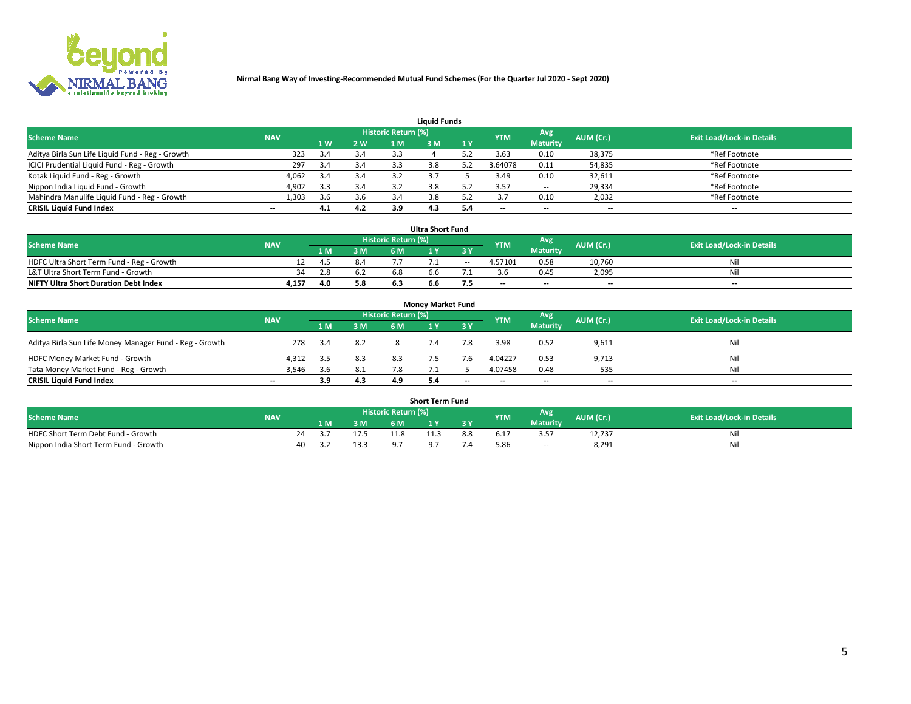**Nirmal Bang Way of Investing-Recommended Mutual Fund Schemes (For the Quarter Jul 2020 - Sept 2020)**

### Liquid Funds

| Scheme Name | NAV | Historic Return (%) | | | | | YTM | Avg Maturity | AUM (Cr.) | Exit Load/Lock-in Details |
|---|---|---|---|---|---|---|---|---|---|---|
| | | 1 W | 2 W | 1 M | 3 M | 1 Y | | | | |
| Aditya Birla Sun Life Liquid Fund - Reg - Growth | 323 | 3.4 | 3.4 | 3.3 | 4 | 5.2 | 3.63 | 0.10 | 38,375 | *Ref Footnote |
| ICICI Prudential Liquid Fund - Reg - Growth | 297 | 3.4 | 3.4 | 3.3 | 3.8 | 5.2 | 3.64078 | 0.11 | 54,835 | *Ref Footnote |
| Kotak Liquid Fund - Reg - Growth | 4,062 | 3.4 | 3.4 | 3.2 | 3.7 | 5 | 3.49 | 0.10 | 32,611 | *Ref Footnote |
| Nippon India Liquid Fund - Growth | 4,902 | 3.3 | 3.4 | 3.2 | 3.8 | 5.2 | 3.57 | -- | 29,334 | *Ref Footnote |
| Mahindra Manulife Liquid Fund - Reg - Growth | 1,303 | 3.6 | 3.6 | 3.4 | 3.8 | 5.2 | 3.7 | 0.10 | 2,032 | *Ref Footnote |
| **CRISIL Liquid Fund Index** | -- | **4.1** | **4.2** | **3.9** | **4.3** | **5.4** | -- | -- | -- | -- |

### Ultra Short Fund

| Scheme Name | NAV | Historic Return (%) | | | | | YTM | Avg Maturity | AUM (Cr.) | Exit Load/Lock-in Details |
|---|---|---|---|---|---|---|---|---|---|---|
| | | 1 M | 3 M | 6 M | 1 Y | 3 Y | | | | |
| HDFC Ultra Short Term Fund - Reg - Growth | 12 | 4.5 | 8.4 | 7.7 | 7.1 | -- | 4.57101 | 0.58 | 10,760 | Nil |
| L&T Ultra Short Term Fund - Growth | 34 | 2.8 | 6.2 | 6.8 | 6.6 | 7.1 | 3.6 | 0.45 | 2,095 | Nil |
| **NIFTY Ultra Short Duration Debt Index** | **4,157** | **4.0** | **5.8** | **6.3** | **6.6** | **7.5** | -- | -- | -- | -- |

### Money Market Fund

| Scheme Name | NAV | Historic Return (%) | | | | | YTM | Avg Maturity | AUM (Cr.) | Exit Load/Lock-in Details |
|---|---|---|---|---|---|---|---|---|---|---|
| | | 1 M | 3 M | 6 M | 1 Y | 3 Y | | | | |
| Aditya Birla Sun Life Money Manager Fund - Reg - Growth | 278 | 3.4 | 8.2 | 8 | 7.4 | 7.8 | 3.98 | 0.52 | 9,611 | Nil |
| HDFC Money Market Fund - Growth | 4,312 | 3.5 | 8.3 | 8.3 | 7.5 | 7.6 | 4.04227 | 0.53 | 9,713 | Nil |
| Tata Money Market Fund - Reg - Growth | 3,546 | 3.6 | 8.1 | 7.8 | 7.1 | 5 | 4.07458 | 0.48 | 535 | Nil |
| **CRISIL Liquid Fund Index** | -- | **3.9** | **4.3** | **4.9** | **5.4** | -- | -- | -- | -- | -- |

### Short Term Fund

| Scheme Name | NAV | Historic Return (%) | | | | | YTM | Avg Maturity | AUM (Cr.) | Exit Load/Lock-in Details |
|---|---|---|---|---|---|---|---|---|---|---|
| | | 1 M | 3 M | 6 M | 1 Y | 3 Y | | | | |
| HDFC Short Term Debt Fund - Growth | 24 | 3.7 | 17.5 | 11.8 | 11.3 | 8.8 | 6.17 | 3.57 | 12,737 | Nil |
| Nippon India Short Term Fund - Growth | 40 | 3.2 | 13.3 | 9.7 | 9.7 | 7.4 | 5.86 | -- | 8,291 | Nil |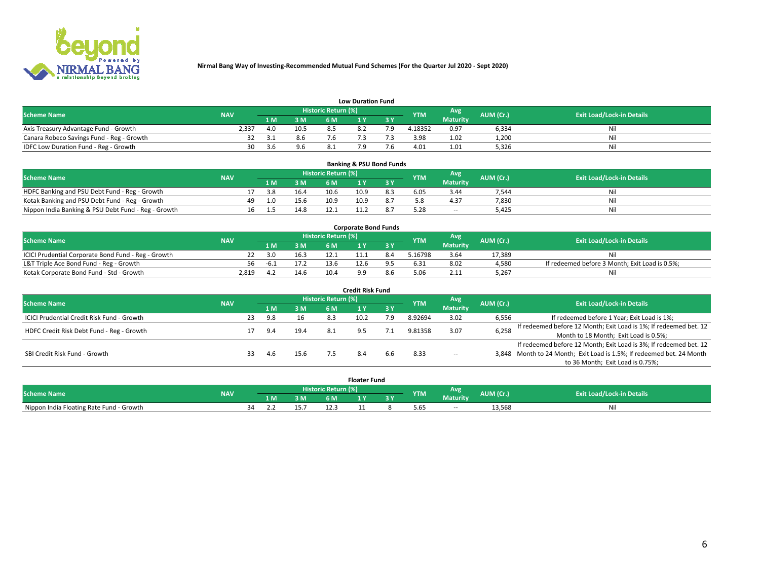# Nirmal Bang Way of Investing-Recommended Mutual Fund Schemes (For the Quarter Jul 2020 - Sept 2020)

## Low Duration Fund

| Scheme Name | NAV | Historic Return (%) | | | | | YTM | Avg Maturity | AUM (Cr.) | Exit Load/Lock-in Details |
|---|---|---|---|---|---|---|---|---|---|---|
| | | 1 M | 3 M | 6 M | 1 Y | 3 Y | | | | |
| Axis Treasury Advantage Fund - Growth | 2,337 | 4.0 | 10.5 | 8.5 | 8.2 | 7.9 | 4.18352 | 0.97 | 6,334 | Nil |
| Canara Robeco Savings Fund - Reg - Growth | 32 | 3.1 | 8.6 | 7.6 | 7.3 | 7.3 | 3.98 | 1.02 | 1,200 | Nil |
| IDFC Low Duration Fund - Reg - Growth | 30 | 3.6 | 9.6 | 8.1 | 7.9 | 7.6 | 4.01 | 1.01 | 5,326 | Nil |

## Banking & PSU Bond Funds

| Scheme Name | NAV | Historic Return (%) | | | | | YTM | Avg Maturity | AUM (Cr.) | Exit Load/Lock-in Details |
|---|---|---|---|---|---|---|---|---|---|---|
| | | 1 M | 3 M | 6 M | 1 Y | 3 Y | | | | |
| HDFC Banking and PSU Debt Fund - Reg - Growth | 17 | 3.8 | 16.4 | 10.6 | 10.9 | 8.3 | 6.05 | 3.44 | 7,544 | Nil |
| Kotak Banking and PSU Debt Fund - Reg - Growth | 49 | 1.0 | 15.6 | 10.9 | 10.9 | 8.7 | 5.8 | 4.37 | 7,830 | Nil |
| Nippon India Banking & PSU Debt Fund - Reg - Growth | 16 | 1.5 | 14.8 | 12.1 | 11.2 | 8.7 | 5.28 | -- | 5,425 | Nil |

## Corporate Bond Funds

| Scheme Name | NAV | Historic Return (%) | | | | | YTM | Avg Maturity | AUM (Cr.) | Exit Load/Lock-in Details |
|---|---|---|---|---|---|---|---|---|---|---|
| | | 1 M | 3 M | 6 M | 1 Y | 3 Y | | | | |
| ICICI Prudential Corporate Bond Fund - Reg - Growth | 22 | 3.0 | 16.3 | 12.1 | 11.1 | 8.4 | 5.16798 | 3.64 | 17,389 | Nil |
| L&T Triple Ace Bond Fund - Reg - Growth | 56 | -6.1 | 17.2 | 13.6 | 12.6 | 9.5 | 6.31 | 8.02 | 4,580 | If redeemed before 3 Month; Exit Load is 0.5%; |
| Kotak Corporate Bond Fund - Std - Growth | 2,819 | 4.2 | 14.6 | 10.4 | 9.9 | 8.6 | 5.06 | 2.11 | 5,267 | Nil |

## Credit Risk Fund

| Scheme Name | NAV | Historic Return (%) | | | | | YTM | Avg Maturity | AUM (Cr.) | Exit Load/Lock-in Details |
|---|---|---|---|---|---|---|---|---|---|---|
| | | 1 M | 3 M | 6 M | 1 Y | 3 Y | | | | |
| ICICI Prudential Credit Risk Fund - Growth | 23 | 9.8 | 16 | 8.3 | 10.2 | 7.9 | 8.92694 | 3.02 | 6,556 | If redeemed before 1 Year; Exit Load is 1%; |
| HDFC Credit Risk Debt Fund - Reg - Growth | 17 | 9.4 | 19.4 | 8.1 | 9.5 | 7.1 | 9.81358 | 3.07 | 6,258 | If redeemed before 12 Month; Exit Load is 1%; If redeemed bet. 12 Month to 18 Month; Exit Load is 0.5%; |
| SBI Credit Risk Fund - Growth | 33 | 4.6 | 15.6 | 7.5 | 8.4 | 6.6 | 8.33 | -- | 3,848 | If redeemed before 12 Month; Exit Load is 3%; If redeemed bet. 12 Month to 24 Month; Exit Load is 1.5%; If redeemed bet. 24 Month to 36 Month; Exit Load is 0.75%; |

## Floater Fund

| Scheme Name | NAV | Historic Return (%) | | | | | YTM | Avg Maturity | AUM (Cr.) | Exit Load/Lock-in Details |
|---|---|---|---|---|---|---|---|---|---|---|
| | | 1 M | 3 M | 6 M | 1 Y | 3 Y | | | | |
| Nippon India Floating Rate Fund - Growth | 34 | 2.2 | 15.7 | 12.3 | 11 | 8 | 5.65 | -- | 13,568 | Nil |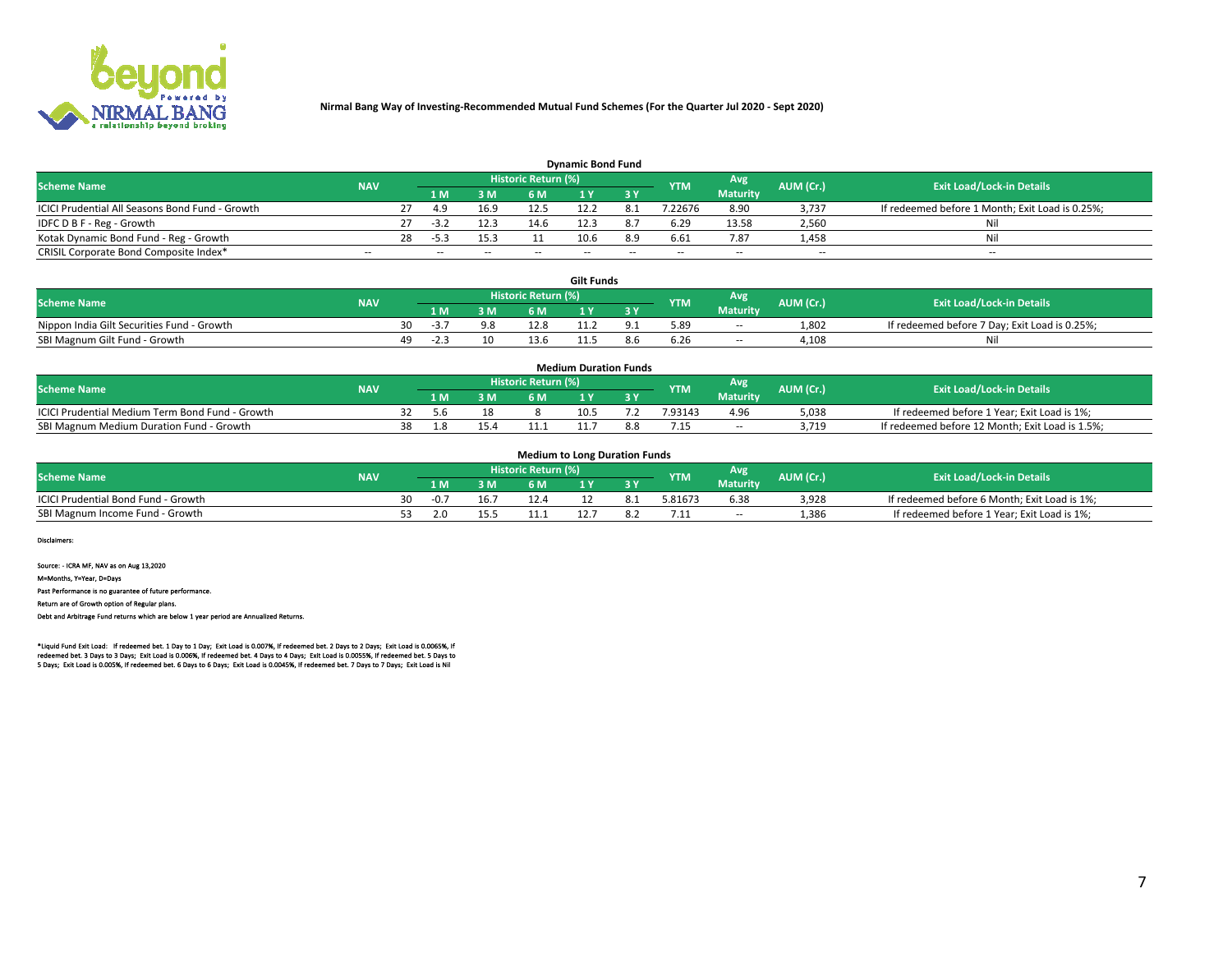**Nirmal Bang Way of Investing-Recommended Mutual Fund Schemes (For the Quarter Jul 2020 - Sept 2020)**

### Dynamic Bond Fund

| Scheme Name | NAV | Historic Return (%) | | | | | YTM | Avg Maturity | AUM (Cr.) | Exit Load/Lock-in Details |
|---|---|---|---|---|---|---|---|---|---|---|
| | | 1 M | 3 M | 6 M | 1 Y | 3 Y | | | | |
| ICICI Prudential All Seasons Bond Fund - Growth | 27 | 4.9 | 16.9 | 12.5 | 12.2 | 8.1 | 7.22676 | 8.90 | 3,737 | If redeemed before 1 Month; Exit Load is 0.25%; |
| IDFC D B F - Reg - Growth | 27 | -3.2 | 12.3 | 14.6 | 12.3 | 8.7 | 6.29 | 13.58 | 2,560 | Nil |
| Kotak Dynamic Bond Fund - Reg - Growth | 28 | -5.3 | 15.3 | 11 | 10.6 | 8.9 | 6.61 | 7.87 | 1,458 | Nil |
| CRISIL Corporate Bond Composite Index* | -- | -- | -- | -- | -- | -- | -- | -- | -- | -- |

### Gilt Funds

| Scheme Name | NAV | Historic Return (%) | | | | | YTM | Avg Maturity | AUM (Cr.) | Exit Load/Lock-in Details |
|---|---|---|---|---|---|---|---|---|---|---|
| | | 1 M | 3 M | 6 M | 1 Y | 3 Y | | | | |
| Nippon India Gilt Securities Fund - Growth | 30 | -3.7 | 9.8 | 12.8 | 11.2 | 9.1 | 5.89 | -- | 1,802 | If redeemed before 7 Day; Exit Load is 0.25%; |
| SBI Magnum Gilt Fund - Growth | 49 | -2.3 | 10 | 13.6 | 11.5 | 8.6 | 6.26 | -- | 4,108 | Nil |

### Medium Duration Funds

| Scheme Name | NAV | Historic Return (%) | | | | | YTM | Avg Maturity | AUM (Cr.) | Exit Load/Lock-in Details |
|---|---|---|---|---|---|---|---|---|---|---|
| | | 1 M | 3 M | 6 M | 1 Y | 3 Y | | | | |
| ICICI Prudential Medium Term Bond Fund - Growth | 32 | 5.6 | 18 | 8 | 10.5 | 7.2 | 7.93143 | 4.96 | 5,038 | If redeemed before 1 Year; Exit Load is 1%; |
| SBI Magnum Medium Duration Fund - Growth | 38 | 1.8 | 15.4 | 11.1 | 11.7 | 8.8 | 7.15 | -- | 3,719 | If redeemed before 12 Month; Exit Load is 1.5%; |

### Medium to Long Duration Funds

| Scheme Name | NAV | Historic Return (%) | | | | | YTM | Avg Maturity | AUM (Cr.) | Exit Load/Lock-in Details |
|---|---|---|---|---|---|---|---|---|---|---|
| | | 1 M | 3 M | 6 M | 1 Y | 3 Y | | | | |
| ICICI Prudential Bond Fund - Growth | 30 | -0.7 | 16.7 | 12.4 | 12 | 8.1 | 5.81673 | 6.38 | 3,928 | If redeemed before 6 Month; Exit Load is 1%; |
| SBI Magnum Income Fund - Growth | 53 | 2.0 | 15.5 | 11.1 | 12.7 | 8.2 | 7.11 | -- | 1,386 | If redeemed before 1 Year; Exit Load is 1%; |

Disclaimers:

Source: - ICRA MF, NAV as on Aug 13,2020

M=Months, Y=Year, D=Days

Past Performance is no guarantee of future performance.

Return are of Growth option of Regular plans.

Debt and Arbitrage Fund returns which are below 1 year period are Annualized Returns.

*Liquid Fund Exit Load: If redeemed bet. 1 Day to 1 Day; Exit Load is 0.007%, If redeemed bet. 2 Days to 2 Days; Exit Load is 0.0065%, If redeemed bet. 3 Days to 3 Days; Exit Load is 0.006%, If redeemed bet. 4 Days to 4 Days; Exit Load is 0.0055%, If redeemed bet. 5 Days to 5 Days; Exit Load is 0.005%, If redeemed bet. 6 Days to 6 Days; Exit Load is 0.0045%, If redeemed bet. 7 Days to 7 Days; Exit Load is Nil